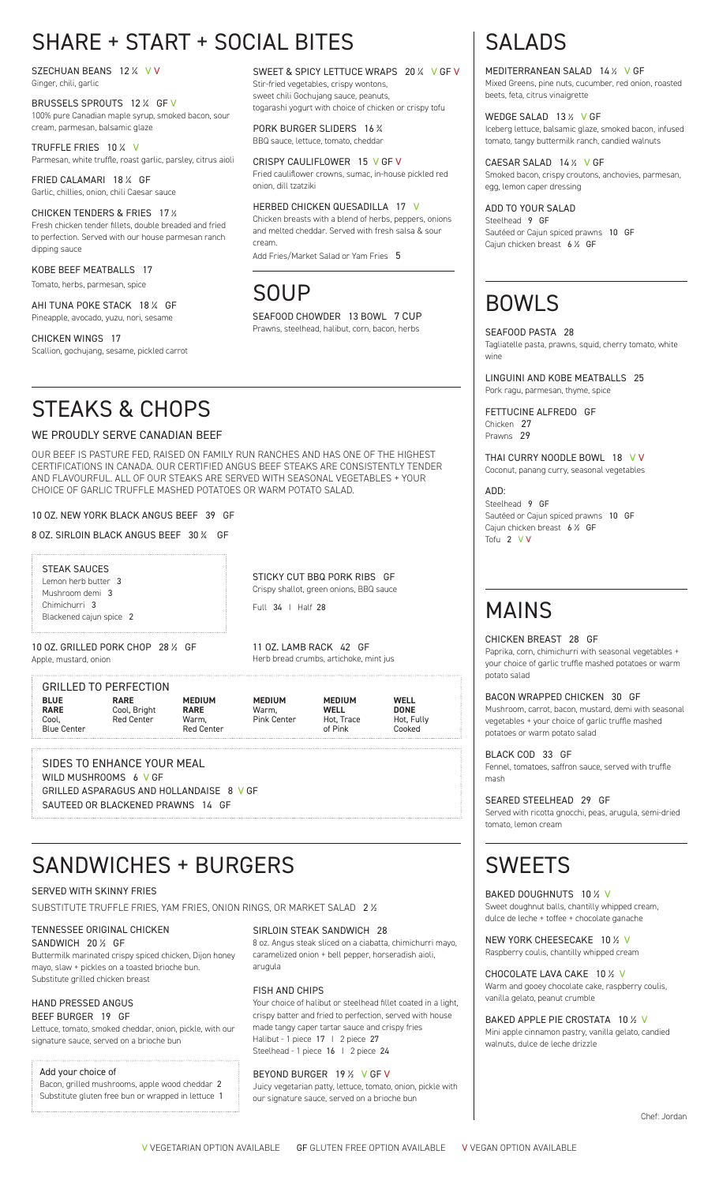# SHARE + START + SOCIAL BITES

SZECHUAN BEANS 12 ½ V V
Ginger, chili, garlic

BRUSSELS SPROUTS 12 ½ GF V
100% pure Canadian maple syrup, smoked bacon, sour cream, parmesan, balsamic glaze

TRUFFLE FRIES 10 ½ V
Parmesan, white truffle, roast garlic, parsley, citrus aioli

FRIED CALAMARI 18 ½ GF
Garlic, chillies, onion, chili Caesar sauce

CHICKEN TENDERS & FRIES 17 ½
Fresh chicken tender fillets, double breaded and fried to perfection. Served with our house parmesan ranch dipping sauce

KOBE BEEF MEATBALLS 17
Tomato, herbs, parmesan, spice

AHI TUNA POKE STACK 18 ½ GF
Pineapple, avocado, yuzu, nori, sesame

CHICKEN WINGS 17
Scallion, gochujang, sesame, pickled carrot

SWEET & SPICY LETTUCE WRAPS 20 ½ V GF V
Stir-fried vegetables, crispy wontons, sweet chili Gochujang sauce, peanuts, togarashi yogurt with choice of chicken or crispy tofu

PORK BURGER SLIDERS 16 ½
BBQ sauce, lettuce, tomato, cheddar

CRISPY CAULIFLOWER 15 V GF V
Fried cauliflower crowns, sumac, in-house pickled red onion, dill tzatziki

HERBED CHICKEN QUESADILLA 17 V
Chicken breasts with a blend of herbs, peppers, onions and melted cheddar. Served with fresh salsa & sour cream.
Add Fries/Market Salad or Yam Fries 5

# SOUP

SEAFOOD CHOWDER 13 BOWL 7 CUP
Prawns, steelhead, halibut, corn, bacon, herbs

# STEAKS & CHOPS

## WE PROUDLY SERVE CANADIAN BEEF

OUR BEEF IS PASTURE FED, RAISED ON FAMILY RUN RANCHES AND HAS ONE OF THE HIGHEST CERTIFICATIONS IN CANADA. OUR CERTIFIED ANGUS BEEF STEAKS ARE CONSISTENTLY TENDER AND FLAVOURFUL. ALL OF OUR STEAKS ARE SERVED WITH SEASONAL VEGETABLES + YOUR CHOICE OF GARLIC TRUFFLE MASHED POTATOES OR WARM POTATO SALAD.

10 OZ. NEW YORK BLACK ANGUS BEEF 39 GF

8 OZ. SIRLOIN BLACK ANGUS BEEF 30 ½ GF

STEAK SAUCES
Lemon herb butter 3
Mushroom demi 3
Chimichurri 3
Blackened cajun spice 2

STICKY CUT BBQ PORK RIBS GF
Crispy shallot, green onions, BBQ sauce
Full 34 | Half 28

10 OZ. GRILLED PORK CHOP 28 ½ GF
Apple, mustard, onion

11 OZ. LAMB RACK 42 GF
Herb bread crumbs, artichoke, mint jus

GRILLED TO PERFECTION

| BLUE RARE | RARE | MEDIUM RARE | MEDIUM | MEDIUM WELL | WELL DONE |
|---|---|---|---|---|---|
| Cool, Blue Center | Cool, Bright Red Center | Warm, Red Center | Warm, Pink Center | Hot, Trace of Pink | Hot, Fully Cooked |

SIDES TO ENHANCE YOUR MEAL
WILD MUSHROOMS 6 V GF
GRILLED ASPARAGUS AND HOLLANDAISE 8 V GF
SAUTEED OR BLACKENED PRAWNS 14 GF

# SANDWICHES + BURGERS

SERVED WITH SKINNY FRIES
SUBSTITUTE TRUFFLE FRIES, YAM FRIES, ONION RINGS, OR MARKET SALAD 2 ½

TENNESSEE ORIGINAL CHICKEN SANDWICH 20 ½ GF
Buttermilk marinated crispy spiced chicken, Dijon honey mayo, slaw + pickles on a toasted brioche bun. Substitute grilled chicken breast

HAND PRESSED ANGUS BEEF BURGER 19 GF
Lettuce, tomato, smoked cheddar, onion, pickle, with our signature sauce, served on a brioche bun

Add your choice of
Bacon, grilled mushrooms, apple wood cheddar 2
Substitute gluten free bun or wrapped in lettuce 1

SIRLOIN STEAK SANDWICH 28
8 oz. Angus steak sliced on a ciabatta, chimichurri mayo, caramelized onion + bell pepper, horseradish aioli, arugula

FISH AND CHIPS
Your choice of halibut or steelhead fillet coated in a light, crispy batter and fried to perfection, served with house made tangy caper tartar sauce and crispy fries
Halibut - 1 piece 17 | 2 piece 27
Steelhead - 1 piece 16 | 2 piece 24

BEYOND BURGER 19 ½ V GF V
Juicy vegetarian patty, lettuce, tomato, onion, pickle with our signature sauce, served on a brioche bun

# SALADS

MEDITERRANEAN SALAD 14 ½ V GF
Mixed Greens, pine nuts, cucumber, red onion, roasted beets, feta, citrus vinaigrette

WEDGE SALAD 13 ½ V GF
Iceberg lettuce, balsamic glaze, smoked bacon, infused tomato, tangy buttermilk ranch, candied walnuts

CAESAR SALAD 14 ½ V GF
Smoked bacon, crispy croutons, anchovies, parmesan, egg, lemon caper dressing

ADD TO YOUR SALAD
Steelhead 9 GF
Sautéed or Cajun spiced prawns 10 GF
Cajun chicken breast 6 ½ GF

# BOWLS

SEAFOOD PASTA 28
Tagliatelle pasta, prawns, squid, cherry tomato, white wine

LINGUINI AND KOBE MEATBALLS 25
Pork ragu, parmesan, thyme, spice

FETTUCINE ALFREDO GF
Chicken 27
Prawns 29

THAI CURRY NOODLE BOWL 18 V V
Coconut, panang curry, seasonal vegetables

ADD:
Steelhead 9 GF
Sautéed or Cajun spiced prawns 10 GF
Cajun chicken breast 6 ½ GF
Tofu 2 V V

# MAINS

CHICKEN BREAST 28 GF
Paprika, corn, chimichurri with seasonal vegetables + your choice of garlic truffle mashed potatoes or warm potato salad

BACON WRAPPED CHICKEN 30 GF
Mushroom, carrot, bacon, mustard, demi with seasonal vegetables + your choice of garlic truffle mashed potatoes or warm potato salad

BLACK COD 33 GF
Fennel, tomatoes, saffron sauce, served with truffle mash

SEARED STEELHEAD 29 GF
Served with ricotta gnocchi, peas, arugula, semi-dried tomato, lemon cream

# SWEETS

BAKED DOUGHNUTS 10 ½ V
Sweet doughnut balls, chantilly whipped cream, dulce de leche + toffee + chocolate ganache

NEW YORK CHEESECAKE 10 ½ V
Raspberry coulis, chantilly whipped cream

CHOCOLATE LAVA CAKE 10 ½ V
Warm and gooey chocolate cake, raspberry coulis, vanilla gelato, peanut crumble

BAKED APPLE PIE CROSTATA 10 ½ V
Mini apple cinnamon pastry, vanilla gelato, candied walnuts, dulce de leche drizzle

Chef: Jordan

V VEGETARIAN OPTION AVAILABLE GF GLUTEN FREE OPTION AVAILABLE V VEGAN OPTION AVAILABLE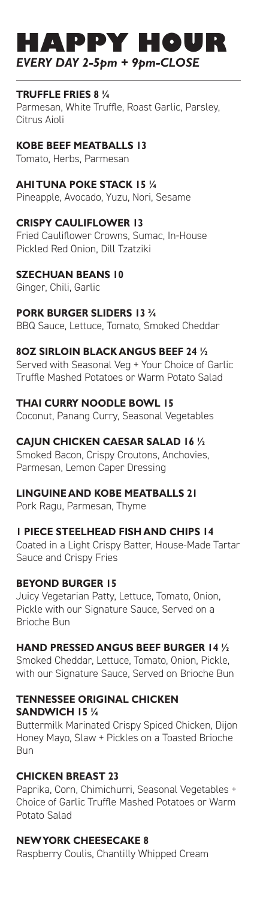# HAPPY HOUR

***EVERY DAY 2-5pm + 9pm-CLOSE***

---

**TRUFFLE FRIES 8 ¼**
Parmesan, White Truffle, Roast Garlic, Parsley, Citrus Aioli

**KOBE BEEF MEATBALLS 13**
Tomato, Herbs, Parmesan

**AHI TUNA POKE STACK 15 ¼**
Pineapple, Avocado, Yuzu, Nori, Sesame

**CRISPY CAULIFLOWER 13**
Fried Cauliflower Crowns, Sumac, In-House Pickled Red Onion, Dill Tzatziki

**SZECHUAN BEANS 10**
Ginger, Chili, Garlic

**PORK BURGER SLIDERS 13 ¾**
BBQ Sauce, Lettuce, Tomato, Smoked Cheddar

**8OZ SIRLOIN BLACK ANGUS BEEF 24 ½**
Served with Seasonal Veg + Your Choice of Garlic Truffle Mashed Potatoes or Warm Potato Salad

**THAI CURRY NOODLE BOWL 15**
Coconut, Panang Curry, Seasonal Vegetables

**CAJUN CHICKEN CAESAR SALAD 16 ½**
Smoked Bacon, Crispy Croutons, Anchovies, Parmesan, Lemon Caper Dressing

**LINGUINE AND KOBE MEATBALLS 21**
Pork Ragu, Parmesan, Thyme

**1 PIECE STEELHEAD FISH AND CHIPS 14**
Coated in a Light Crispy Batter, House-Made Tartar Sauce and Crispy Fries

**BEYOND BURGER 15**
Juicy Vegetarian Patty, Lettuce, Tomato, Onion, Pickle with our Signature Sauce, Served on a Brioche Bun

**HAND PRESSED ANGUS BEEF BURGER 14 ½**
Smoked Cheddar, Lettuce, Tomato, Onion, Pickle, with our Signature Sauce, Served on Brioche Bun

**TENNESSEE ORIGINAL CHICKEN SANDWICH 15 ¼**
Buttermilk Marinated Crispy Spiced Chicken, Dijon Honey Mayo, Slaw + Pickles on a Toasted Brioche Bun

**CHICKEN BREAST 23**
Paprika, Corn, Chimichurri, Seasonal Vegetables + Choice of Garlic Truffle Mashed Potatoes or Warm Potato Salad

**NEW YORK CHEESECAKE 8**
Raspberry Coulis, Chantilly Whipped Cream